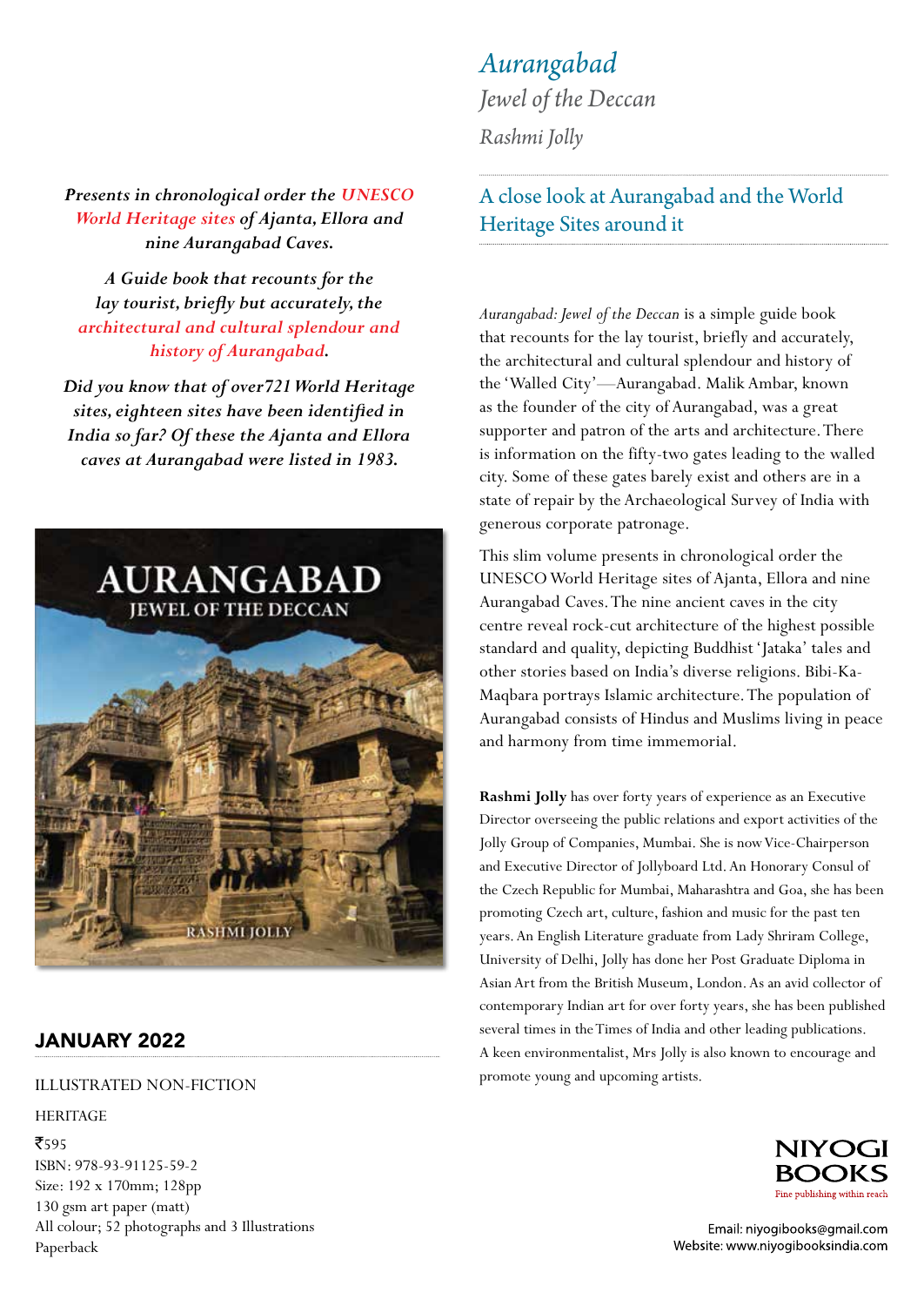# *Aurangabad*

## *Jewel of the Deccan*

*Rashmi Jolly*

### A close look at Aurangabad and the World Heritage Sites around it

***Presents in chronological order the UNESCO World Heritage sites of Ajanta, Ellora and nine Aurangabad Caves.***

***A Guide book that recounts for the lay tourist, briefly but accurately, the architectural and cultural splendour and history of Aurangabad.***

***Did you know that of over721 World Heritage sites, eighteen sites have been identified in India so far? Of these the Ajanta and Ellora caves at Aurangabad were listed in 1983.***

*Aurangabad: Jewel of the Deccan* is a simple guide book that recounts for the lay tourist, briefly and accurately, the architectural and cultural splendour and history of the 'Walled City'—Aurangabad. Malik Ambar, known as the founder of the city of Aurangabad, was a great supporter and patron of the arts and architecture. There is information on the fifty-two gates leading to the walled city. Some of these gates barely exist and others are in a state of repair by the Archaeological Survey of India with generous corporate patronage.

This slim volume presents in chronological order the UNESCO World Heritage sites of Ajanta, Ellora and nine Aurangabad Caves. The nine ancient caves in the city centre reveal rock-cut architecture of the highest possible standard and quality, depicting Buddhist 'Jataka' tales and other stories based on India's diverse religions. Bibi-Ka-Maqbara portrays Islamic architecture. The population of Aurangabad consists of Hindus and Muslims living in peace and harmony from time immemorial.

AURANGABAD
JEWEL OF THE DECCAN
RASHMI JOLLY

**Rashmi Jolly** has over forty years of experience as an Executive Director overseeing the public relations and export activities of the Jolly Group of Companies, Mumbai. She is now Vice-Chairperson and Executive Director of Jollyboard Ltd. An Honorary Consul of the Czech Republic for Mumbai, Maharashtra and Goa, she has been promoting Czech art, culture, fashion and music for the past ten years. An English Literature graduate from Lady Shriram College, University of Delhi, Jolly has done her Post Graduate Diploma in Asian Art from the British Museum, London. As an avid collector of contemporary Indian art for over forty years, she has been published several times in the Times of India and other leading publications. A keen environmentalist, Mrs Jolly is also known to encourage and promote young and upcoming artists.

**JANUARY 2022**

ILLUSTRATED NON-FICTION

HERITAGE

₹595
ISBN: 978-93-91125-59-2
Size: 192 x 170mm; 128pp
130 gsm art paper (matt)
All colour; 52 photographs and 3 Illustrations
Paperback

NIYOGI BOOKS
Fine publishing within reach

Email: niyogibooks@gmail.com
Website: www.niyogibooksindia.com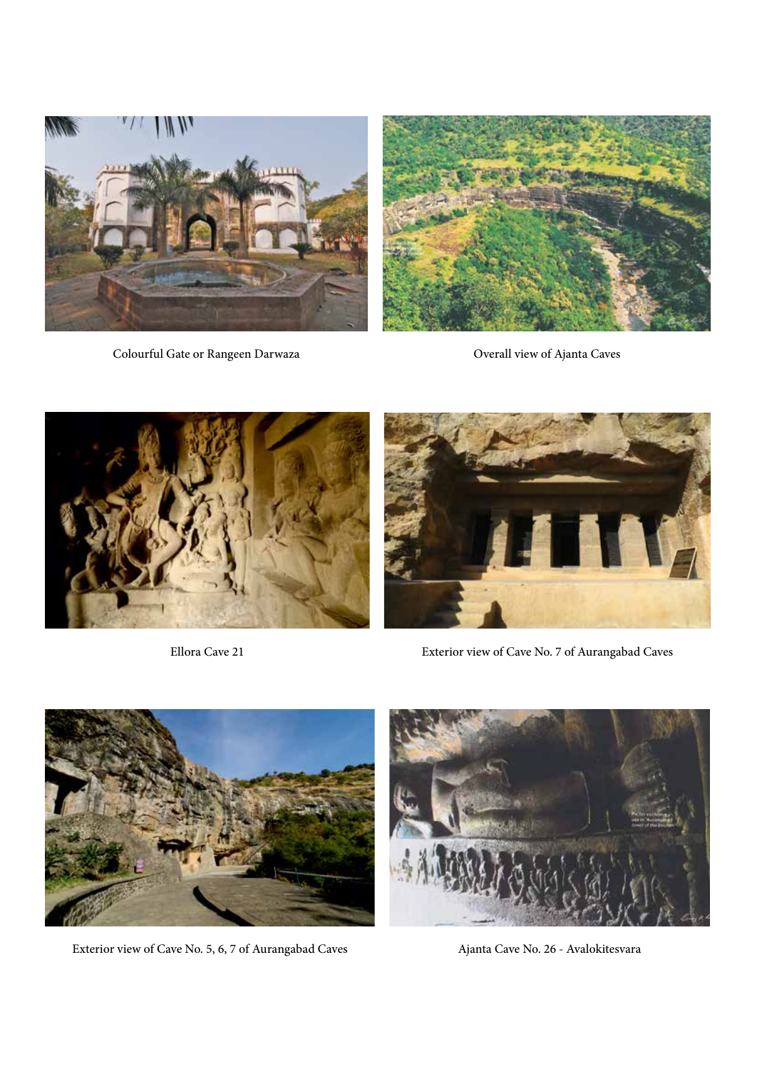Colourful Gate or Rangeen Darwaza

Overall view of Ajanta Caves

Ellora Cave 21

Exterior view of Cave No. 7 of Aurangabad Caves

Exterior view of Cave No. 5, 6, 7 of Aurangabad Caves

Ajanta Cave No. 26 - Avalokitesvara